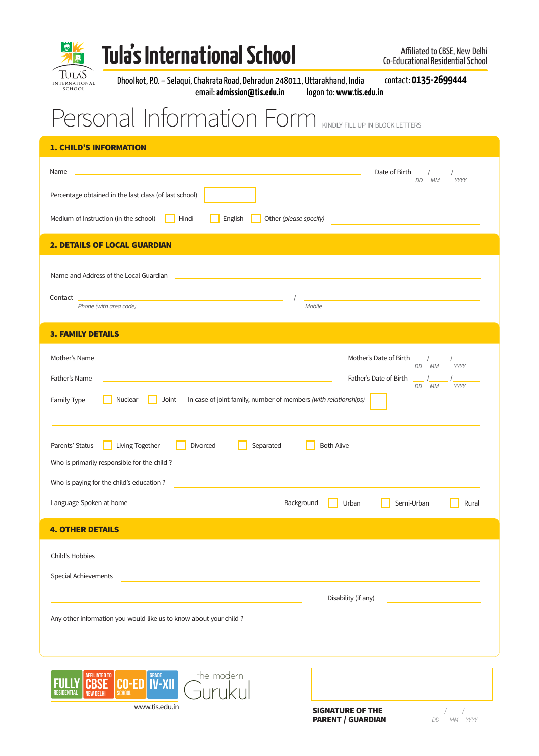# Tula's International School

Affiliated to CBSE, New Delhi
Co-Educational Residential School

Dhoolkot, P.O. – Selaqui, Chakrata Road, Dehradun 248011, Uttarakhand, India contact: **0135-2699444**
email: **admission@tis.edu.in** logon to: **www.tis.edu.in**

# Personal Information Form

KINDLY FILL UP IN BLOCK LETTERS

## 1. CHILD'S INFORMATION

Name ______________________________ Date of Birth ___ /___ /_____ (DD MM YYYY)

Percentage obtained in the last class (of last school) ☐

Medium of Instruction (in the school) ☐ Hindi ☐ English ☐ Other *(please specify)* ______________

## 2. DETAILS OF LOCAL GUARDIAN

Name and Address of the Local Guardian ______________________________

Contact ______________________ / ______________________
*Phone (with area code)* *Mobile*

## 3. FAMILY DETAILS

Mother's Name ______________________________ Mother's Date of Birth ___ /___ /_____ (DD MM YYYY)

Father's Name ______________________________ Father's Date of Birth ___ /___ /_____ (DD MM YYYY)

Family Type ☐ Nuclear ☐ Joint In case of joint family, number of members *(with relationships)* ☐

______________________________

Parents' Status ☐ Living Together ☐ Divorced ☐ Separated ☐ Both Alive

Who is primarily responsible for the child ? ______________________________

Who is paying for the child's education ? ______________________________

Language Spoken at home ______________ Background ☐ Urban ☐ Semi-Urban ☐ Rural

## 4. OTHER DETAILS

Child's Hobbies ______________________________

Special Achievements ______________________________

______________________________ Disability (if any) ______________

Any other information you would like us to know about your child ? ______________________________

______________________________

FULLY RESIDENTIAL | AFFILIATED TO CBSE NEW DELHI | CO-ED SCHOOL | GRADE IV-XII

the modern Gurukul

www.tis.edu.in

**SIGNATURE OF THE PARENT / GUARDIAN** ___ /___ /_____ (DD MM YYYY)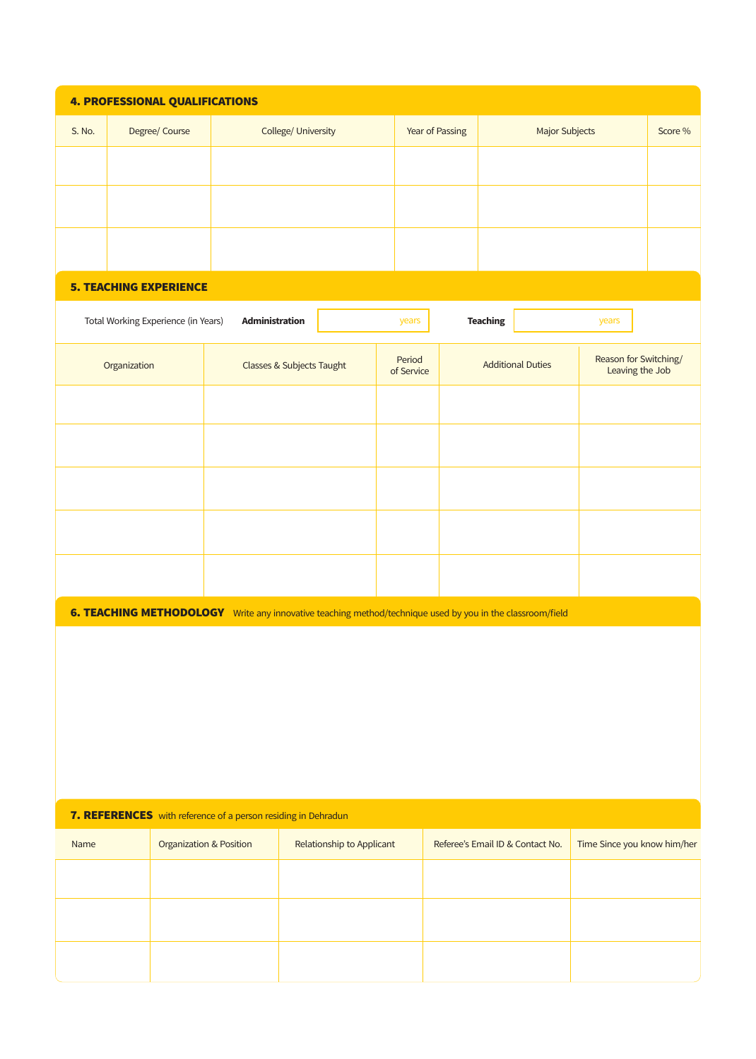## 4. PROFESSIONAL QUALIFICATIONS

| S. No. | Degree/ Course | College/ University | Year of Passing | Major Subjects | Score % |
| --- | --- | --- | --- | --- | --- |
| | | | | | |
| | | | | | |
| | | | | | |

## 5. TEACHING EXPERIENCE

Total Working Experience (in Years) **Administration** ______ years **Teaching** ______ years

| Organization | Classes & Subjects Taught | Period of Service | Additional Duties | Reason for Switching/ Leaving the Job |
| --- | --- | --- | --- | --- |
| | | | | |
| | | | | |
| | | | | |
| | | | | |
| | | | | |

## 6. TEACHING METHODOLOGY

Write any innovative teaching method/technique used by you in the classroom/field

## 7. REFERENCES

with reference of a person residing in Dehradun

| Name | Organization & Position | Relationship to Applicant | Referee's Email ID & Contact No. | Time Since you know him/her |
| --- | --- | --- | --- | --- |
| | | | | |
| | | | | |
| | | | | |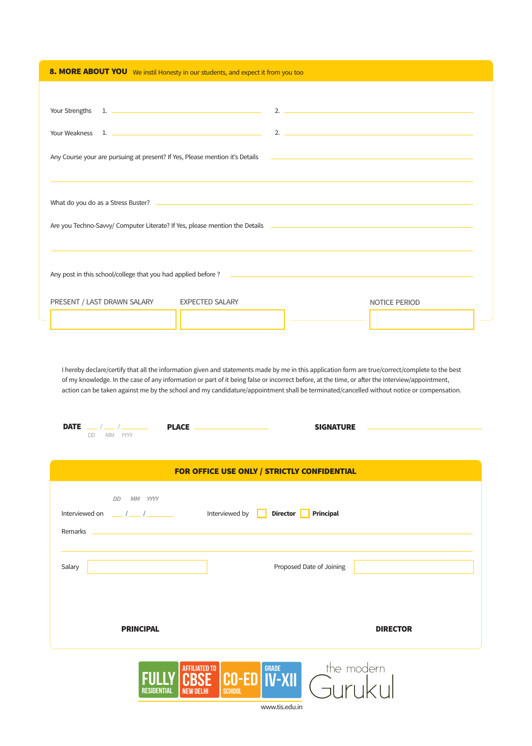## 8. MORE ABOUT YOU

We instil Honesty in our students, and expect it from you too

Your Strengths 1. ______________________ 2. ______________________

Your Weakness 1. ______________________ 2. ______________________

Any Course your are pursuing at present? If Yes, Please mention it's Details ______________________

______________________

What do you do as a Stress Buster? ______________________

Are you Techno-Savvy/ Computer Literate? If Yes, please mention the Details ______________________

______________________

Any post in this school/college that you had applied before ? ______________________

| PRESENT / LAST DRAWN SALARY | EXPECTED SALARY | NOTICE PERIOD |
|---|---|---|
| | | |

I hereby declare/certify that all the information given and statements made by me in this application form are true/correct/complete to the best of my knowledge. In the case of any information or part of it being false or incorrect before, at the time, or after the interview/appointment, action can be taken against me by the school and my candidature/appointment shall be terminated/cancelled without notice or compensation.

**DATE** ___ / ___ / ______ (DD MM YYYY) **PLACE** ______________ **SIGNATURE** ______________

## FOR OFFICE USE ONLY / STRICTLY CONFIDENTIAL

Interviewed on ___ / ___ / ______ (DD MM YYYY) Interviewed by ☐ **Director** ☐ **Principal**

Remarks ______________________

______________________

Salary ______________ Proposed Date of Joining ______________

**PRINCIPAL** **DIRECTOR**

FULLY RESIDENTIAL | AFFILIATED TO CBSE NEW DELHI | CO-ED SCHOOL | GRADE IV-XII

the modern Gurukul

www.tis.edu.in